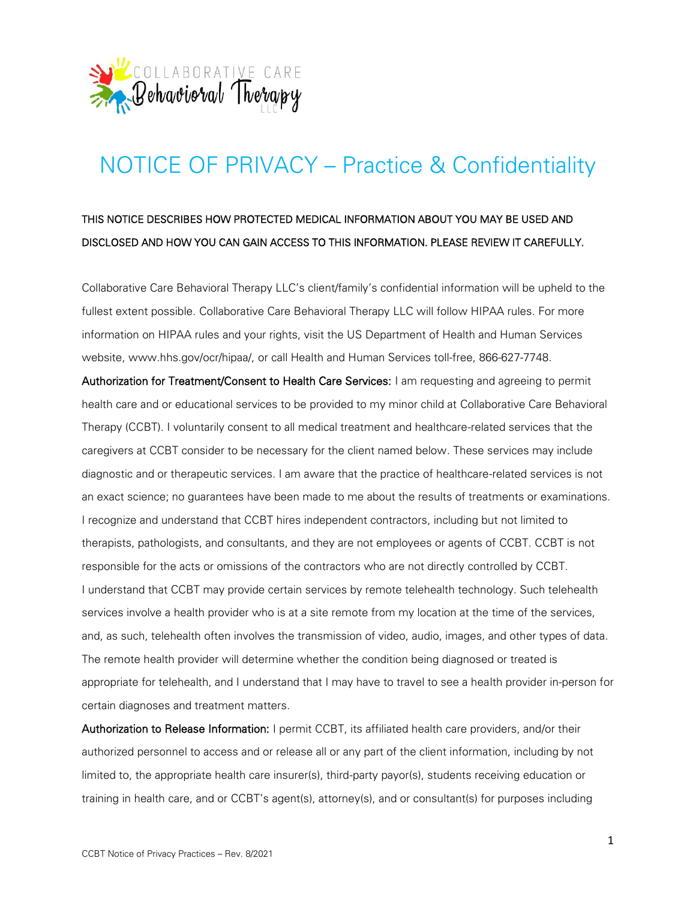COLLABORATIVE CARE Behavioral Therapy LLC

# NOTICE OF PRIVACY – Practice & Confidentiality

THIS NOTICE DESCRIBES HOW PROTECTED MEDICAL INFORMATION ABOUT YOU MAY BE USED AND DISCLOSED AND HOW YOU CAN GAIN ACCESS TO THIS INFORMATION. PLEASE REVIEW IT CAREFULLY.

Collaborative Care Behavioral Therapy LLC's client/family's confidential information will be upheld to the fullest extent possible. Collaborative Care Behavioral Therapy LLC will follow HIPAA rules. For more information on HIPAA rules and your rights, visit the US Department of Health and Human Services website, www.hhs.gov/ocr/hipaa/, or call Health and Human Services toll-free, 866-627-7748.

**Authorization for Treatment/Consent to Health Care Services:** I am requesting and agreeing to permit health care and or educational services to be provided to my minor child at Collaborative Care Behavioral Therapy (CCBT). I voluntarily consent to all medical treatment and healthcare-related services that the caregivers at CCBT consider to be necessary for the client named below. These services may include diagnostic and or therapeutic services. I am aware that the practice of healthcare-related services is not an exact science; no guarantees have been made to me about the results of treatments or examinations. I recognize and understand that CCBT hires independent contractors, including but not limited to therapists, pathologists, and consultants, and they are not employees or agents of CCBT. CCBT is not responsible for the acts or omissions of the contractors who are not directly controlled by CCBT. I understand that CCBT may provide certain services by remote telehealth technology. Such telehealth services involve a health provider who is at a site remote from my location at the time of the services, and, as such, telehealth often involves the transmission of video, audio, images, and other types of data. The remote health provider will determine whether the condition being diagnosed or treated is appropriate for telehealth, and I understand that I may have to travel to see a health provider in-person for certain diagnoses and treatment matters.

**Authorization to Release Information:** I permit CCBT, its affiliated health care providers, and/or their authorized personnel to access and or release all or any part of the client information, including by not limited to, the appropriate health care insurer(s), third-party payor(s), students receiving education or training in health care, and or CCBT's agent(s), attorney(s), and or consultant(s) for purposes including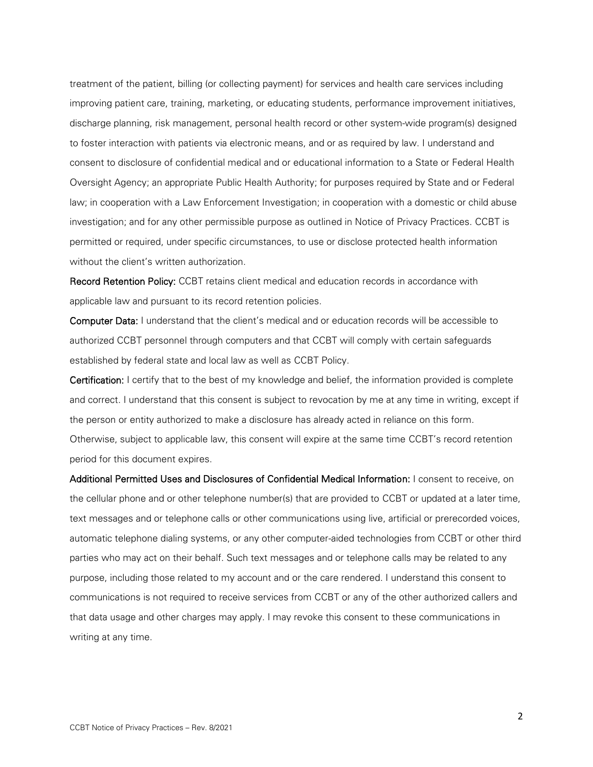treatment of the patient, billing (or collecting payment) for services and health care services including improving patient care, training, marketing, or educating students, performance improvement initiatives, discharge planning, risk management, personal health record or other system-wide program(s) designed to foster interaction with patients via electronic means, and or as required by law. I understand and consent to disclosure of confidential medical and or educational information to a State or Federal Health Oversight Agency; an appropriate Public Health Authority; for purposes required by State and or Federal law; in cooperation with a Law Enforcement Investigation; in cooperation with a domestic or child abuse investigation; and for any other permissible purpose as outlined in Notice of Privacy Practices. CCBT is permitted or required, under specific circumstances, to use or disclose protected health information without the client's written authorization.

**Record Retention Policy:** CCBT retains client medical and education records in accordance with applicable law and pursuant to its record retention policies.

**Computer Data:** I understand that the client's medical and or education records will be accessible to authorized CCBT personnel through computers and that CCBT will comply with certain safeguards established by federal state and local law as well as CCBT Policy.

**Certification:** I certify that to the best of my knowledge and belief, the information provided is complete and correct. I understand that this consent is subject to revocation by me at any time in writing, except if the person or entity authorized to make a disclosure has already acted in reliance on this form. Otherwise, subject to applicable law, this consent will expire at the same time CCBT's record retention period for this document expires.

**Additional Permitted Uses and Disclosures of Confidential Medical Information:** I consent to receive, on the cellular phone and or other telephone number(s) that are provided to CCBT or updated at a later time, text messages and or telephone calls or other communications using live, artificial or prerecorded voices, automatic telephone dialing systems, or any other computer-aided technologies from CCBT or other third parties who may act on their behalf. Such text messages and or telephone calls may be related to any purpose, including those related to my account and or the care rendered. I understand this consent to communications is not required to receive services from CCBT or any of the other authorized callers and that data usage and other charges may apply. I may revoke this consent to these communications in writing at any time.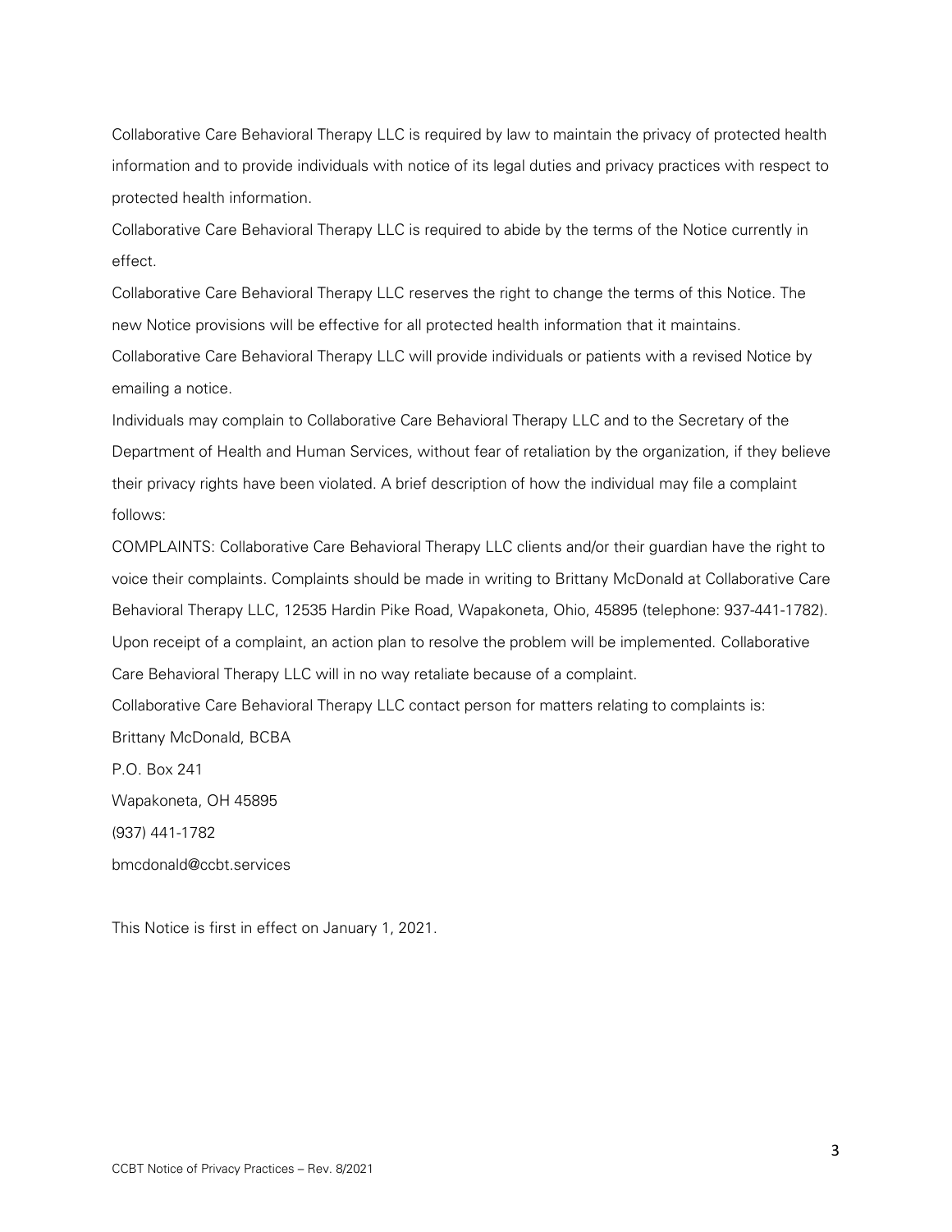Collaborative Care Behavioral Therapy LLC is required by law to maintain the privacy of protected health information and to provide individuals with notice of its legal duties and privacy practices with respect to protected health information.

Collaborative Care Behavioral Therapy LLC is required to abide by the terms of the Notice currently in effect.

Collaborative Care Behavioral Therapy LLC reserves the right to change the terms of this Notice. The new Notice provisions will be effective for all protected health information that it maintains.

Collaborative Care Behavioral Therapy LLC will provide individuals or patients with a revised Notice by emailing a notice.

Individuals may complain to Collaborative Care Behavioral Therapy LLC and to the Secretary of the Department of Health and Human Services, without fear of retaliation by the organization, if they believe their privacy rights have been violated. A brief description of how the individual may file a complaint follows:

COMPLAINTS: Collaborative Care Behavioral Therapy LLC clients and/or their guardian have the right to voice their complaints. Complaints should be made in writing to Brittany McDonald at Collaborative Care Behavioral Therapy LLC, 12535 Hardin Pike Road, Wapakoneta, Ohio, 45895 (telephone: 937-441-1782). Upon receipt of a complaint, an action plan to resolve the problem will be implemented. Collaborative Care Behavioral Therapy LLC will in no way retaliate because of a complaint.

Collaborative Care Behavioral Therapy LLC contact person for matters relating to complaints is:

Brittany McDonald, BCBA

P.O. Box 241

Wapakoneta, OH 45895

(937) 441-1782

bmcdonald@ccbt.services

This Notice is first in effect on January 1, 2021.